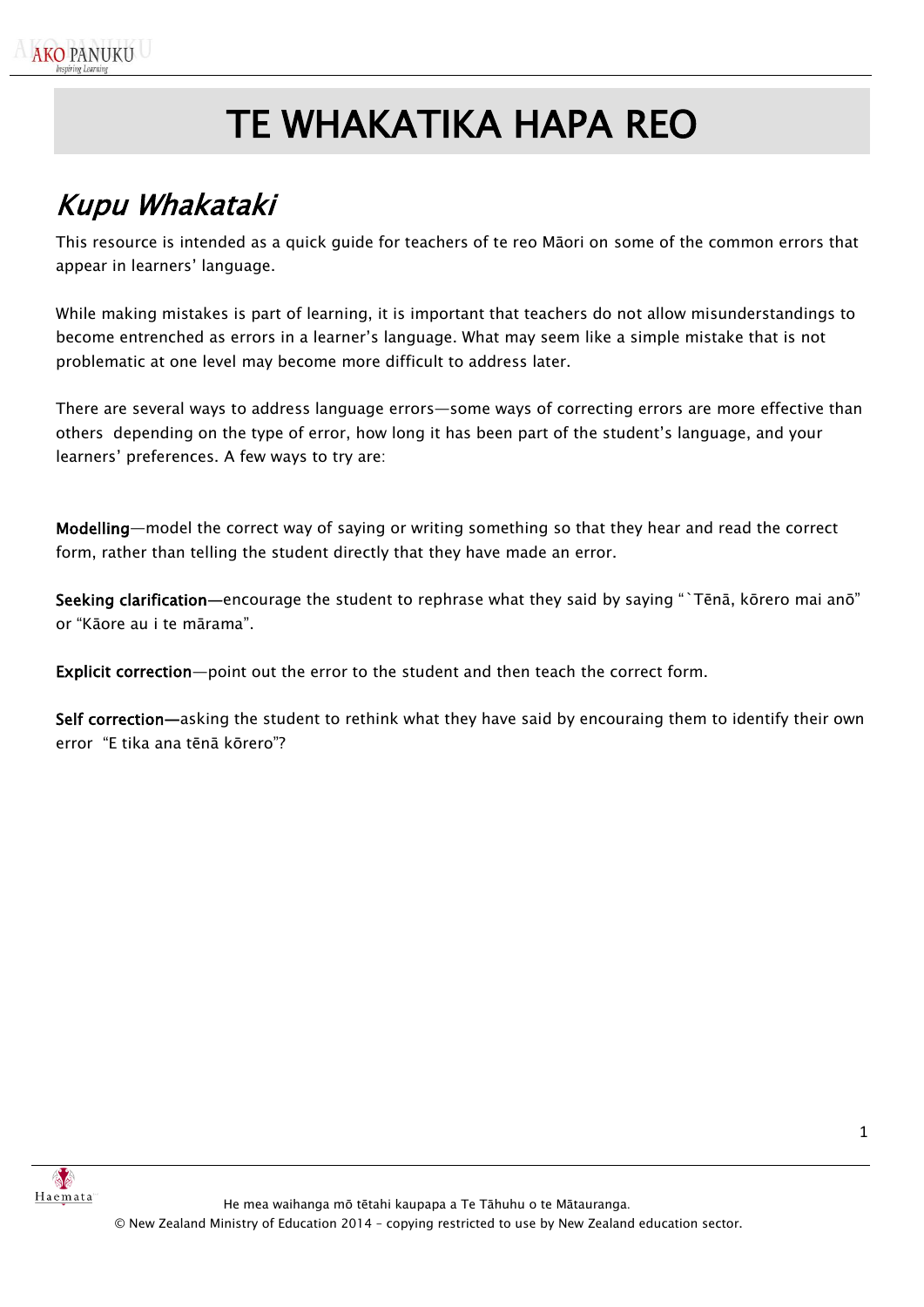# TE WHAKATIKA HAPA REO

## *Kupu Whakataki*

This resource is intended as a quick guide for teachers of te reo Māori on some of the common errors that appear in learners' language.

While making mistakes is part of learning, it is important that teachers do not allow misunderstandings to become entrenched as errors in a learner's language. What may seem like a simple mistake that is not problematic at one level may become more difficult to address later.

There are several ways to address language errors—some ways of correcting errors are more effective than others depending on the type of error, how long it has been part of the student's language, and your learners' preferences. A few ways to try are:

**Modelling**—model the correct way of saying or writing something so that they hear and read the correct form, rather than telling the student directly that they have made an error.

**Seeking clarification—**encourage the student to rephrase what they said by saying "`Tēnā, kōrero mai anō" or "Kāore au i te mārama".

**Explicit correction**—point out the error to the student and then teach the correct form.

**Self correction—**asking the student to rethink what they have said by encouraing them to identify their own error "E tika ana tēnā kōrero"?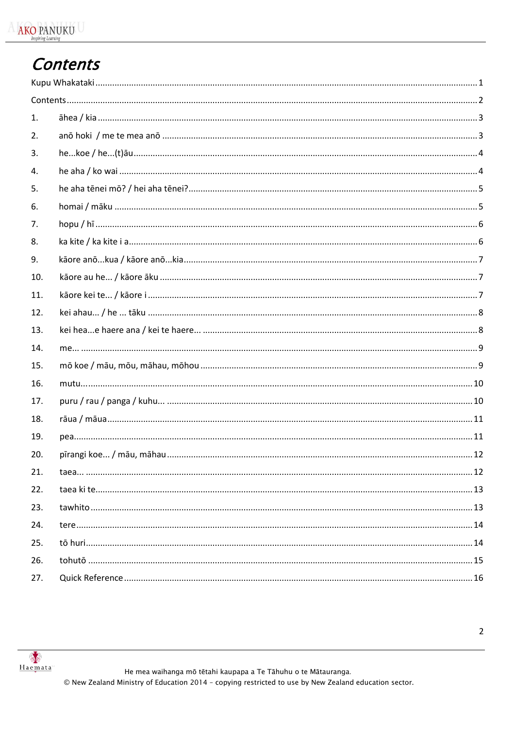# Contents

Kupu Whakataki ........ 1

Contents ........ 2

1. āhea / kia ........ 3
2. anō hoki / me te mea anō ........ 3
3. he...koe / he...(t)āu ........ 4
4. he aha / ko wai ........ 4
5. he aha tēnei mō? / hei aha tēnei? ........ 5
6. homai / māku ........ 5
7. hopu / hī ........ 6
8. ka kite / ka kite i a ........ 6
9. kāore anō...kua / kāore anō...kia ........ 7
10. kāore au he... / kāore āku ........ 7
11. kāore kei te... / kāore i ........ 7
12. kei ahau... / he ... tāku ........ 8
13. kei hea...e haere ana / kei te haere... ........ 8
14. me... ........ 9
15. mō koe / māu, mōu, māhau, mōhou ........ 9
16. mutu... ........ 10
17. puru / rau / panga / kuhu... ........ 10
18. rāua / māua ........ 11
19. pea ........ 11
20. pīrangi koe... / māu, māhau ........ 12
21. taea... ........ 12
22. taea ki te ........ 13
23. tawhito ........ 13
24. tere ........ 14
25. tō huri ........ 14
26. tohutō ........ 15
27. Quick Reference ........ 16

He mea waihanga mō tētahi kaupapa a Te Tāhuhu o te Mātauranga.
© New Zealand Ministry of Education 2014 – copying restricted to use by New Zealand education sector.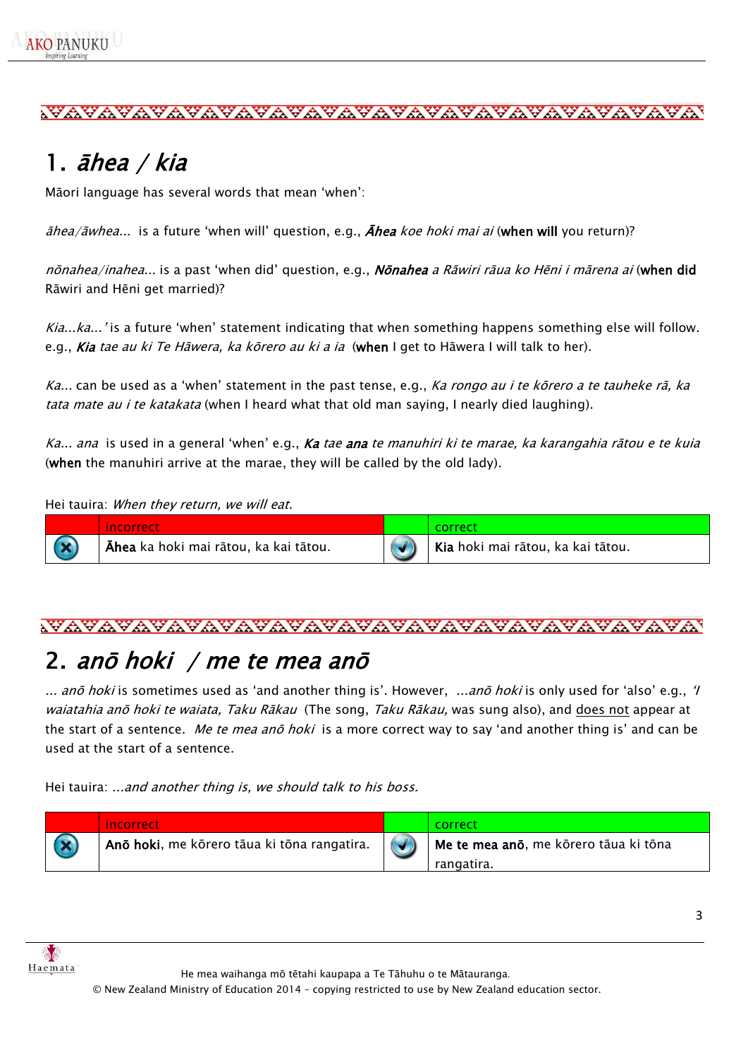## 1. *āhea / kia*

Māori language has several words that mean 'when':

*āhea/āwhea...* is a future 'when will' question, e.g., ***Āhea*** *koe hoki mai ai* (**when will** you return)?

*nōnahea/inahea...* is a past 'when did' question, e.g., ***Nōnahea*** *a Rāwiri rāua ko Hēni i mārena ai* (**when did** Rāwiri and Hēni get married)?

*Kia...ka...'* is a future 'when' statement indicating that when something happens something else will follow. e.g., ***Kia*** *tae au ki Te Hāwera, ka kōrero au ki a ia* (**when** I get to Hāwera I will talk to her).

*Ka...* can be used as a 'when' statement in the past tense, e.g., *Ka rongo au i te kōrero a te tauheke rā, ka tata mate au i te katakata* (when I heard what that old man saying, I nearly died laughing).

*Ka... ana* is used in a general 'when' e.g., ***Ka*** *tae* ***ana*** *te manuhiri ki te marae, ka karangahia rātou e te kuia* (**when** the manuhiri arrive at the marae, they will be called by the old lady).

Hei tauira: *When they return, we will eat.*

| | incorrect | | correct |
|---|---|---|---|
| ✗ | **Āhea** ka hoki mai rātou, ka kai tātou. | ✓ | **Kia** hoki mai rātou, ka kai tātou. |

## 2. *anō hoki / me te mea anō*

*... anō hoki* is sometimes used as 'and another thing is'. However, *...anō hoki* is only used for 'also' e.g., *'I waiatahia anō hoki te waiata, Taku Rākau* (The song, *Taku Rākau,* was sung also), and <u>does not</u> appear at the start of a sentence. *Me te mea anō hoki* is a more correct way to say 'and another thing is' and can be used at the start of a sentence.

Hei tauira: *...and another thing is, we should talk to his boss.*

| | incorrect | | correct |
|---|---|---|---|
| ✗ | **Anō hoki**, me kōrero tāua ki tōna rangatira. | ✓ | **Me te mea anō**, me kōrero tāua ki tōna rangatira. |

He mea waihanga mō tētahi kaupapa a Te Tāhuhu o te Mātauranga.
© New Zealand Ministry of Education 2014 – copying restricted to use by New Zealand education sector.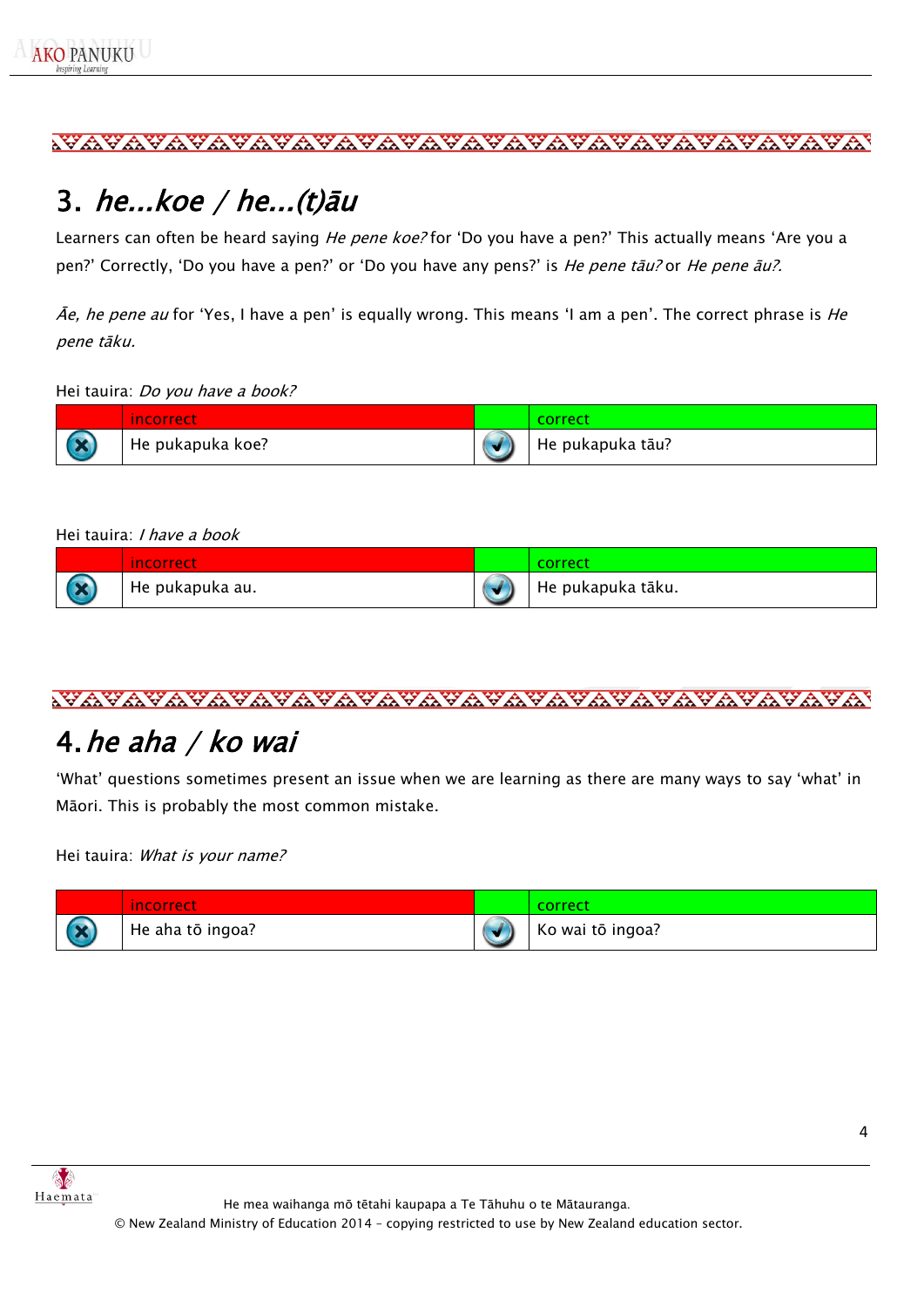## 3. *he...koe / he...(t)āu*

Learners can often be heard saying *He pene koe?* for 'Do you have a pen?' This actually means 'Are you a pen?' Correctly, 'Do you have a pen?' or 'Do you have any pens?' is *He pene tāu?* or *He pene āu?*.

*Āe, he pene au* for 'Yes, I have a pen' is equally wrong. This means 'I am a pen'. The correct phrase is *He pene tāku*.

Hei tauira: *Do you have a book?*

| | incorrect | | correct |
|---|---|---|---|
| ✗ | He pukapuka koe? | ✓ | He pukapuka tāu? |

Hei tauira: *I have a book*

| | incorrect | | correct |
|---|---|---|---|
| ✗ | He pukapuka au. | ✓ | He pukapuka tāku. |

## 4. *he aha / ko wai*

'What' questions sometimes present an issue when we are learning as there are many ways to say 'what' in Māori. This is probably the most common mistake.

Hei tauira: *What is your name?*

| | incorrect | | correct |
|---|---|---|---|
| ✗ | He aha tō ingoa? | ✓ | Ko wai tō ingoa? |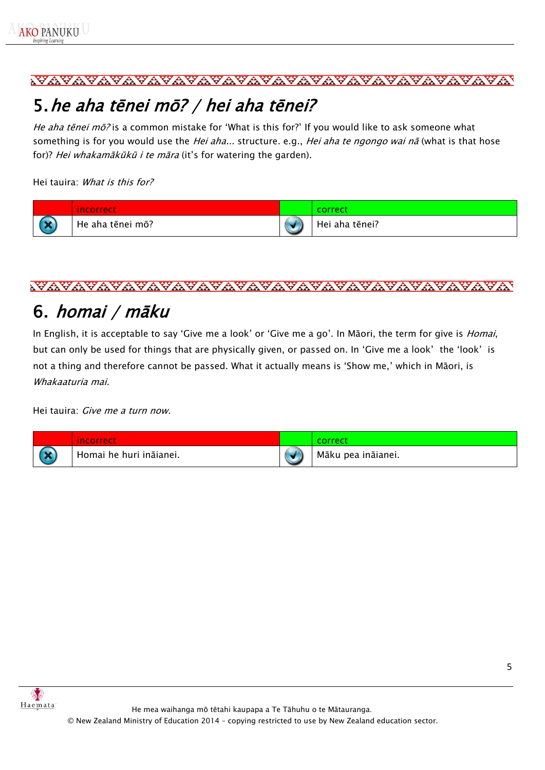## 5. *he aha tēnei mō? / hei aha tēnei?*

*He aha tēnei mō?* is a common mistake for 'What is this for?' If you would like to ask someone what something is for you would use the *Hei aha...* structure. e.g., *Hei aha te ngongo wai nā* (what is that hose for)? *Hei whakamākūkū i te māra* (it's for watering the garden).

Hei tauira: *What is this for?*

| | incorrect | | correct |
|---|---|---|---|
| ✗ | He aha tēnei mō? | ✓ | Hei aha tēnei? |

## 6. *homai / māku*

In English, it is acceptable to say 'Give me a look' or 'Give me a go'. In Māori, the term for give is *Homai*, but can only be used for things that are physically given, or passed on. In 'Give me a look' the 'look' is not a thing and therefore cannot be passed. What it actually means is 'Show me,' which in Māori, is *Whakaaturia mai.*

Hei tauira: *Give me a turn now.*

| | incorrect | | correct |
|---|---|---|---|
| ✗ | Homai he huri ināianei. | ✓ | Māku pea ināianei. |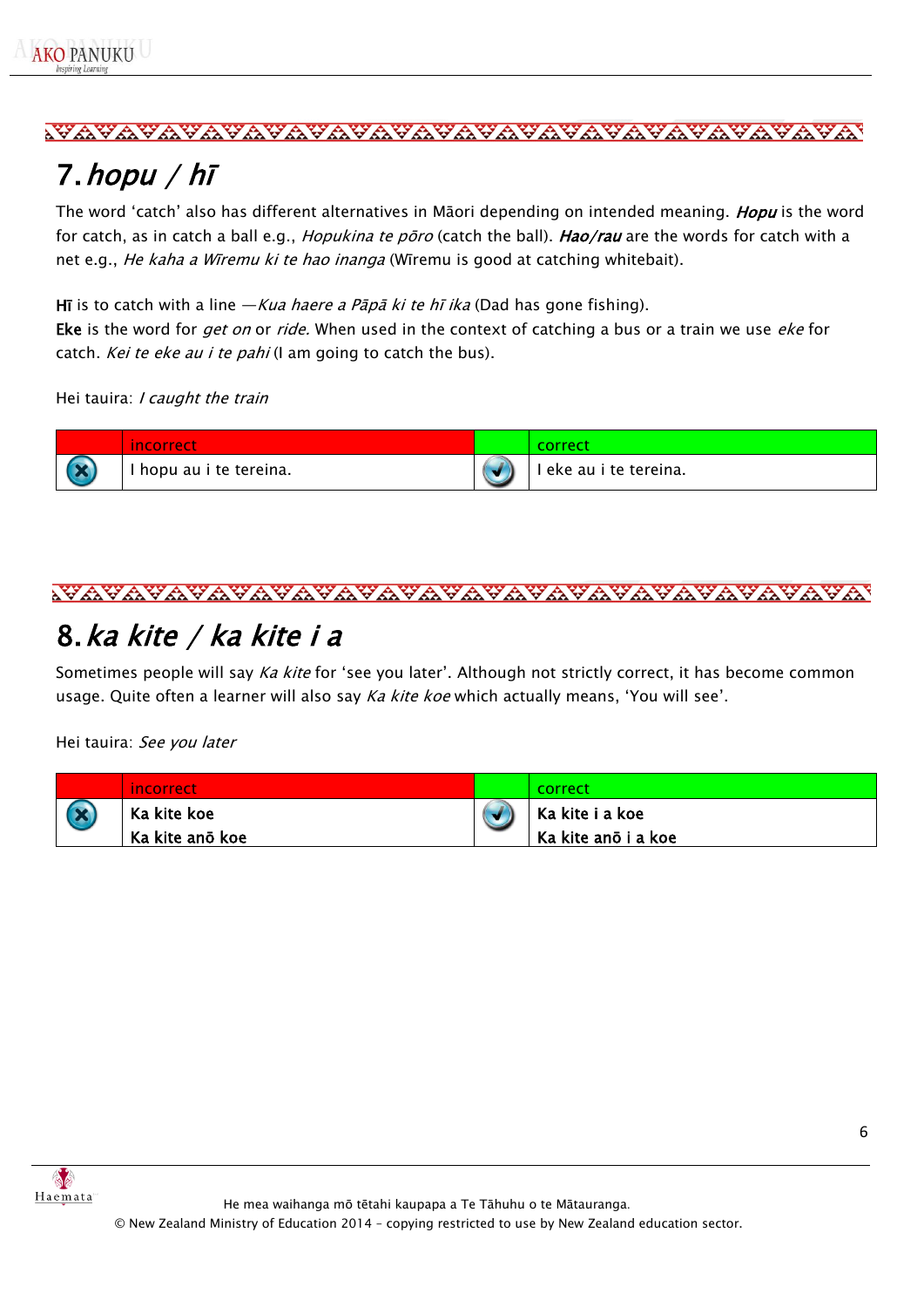## 7. *hopu / hī*

The word 'catch' also has different alternatives in Māori depending on intended meaning. ***Hopu*** is the word for catch, as in catch a ball e.g., *Hopukina te pōro* (catch the ball). ***Hao/rau*** are the words for catch with a net e.g., *He kaha a Wīremu ki te hao inanga* (Wīremu is good at catching whitebait).

**Hī** is to catch with a line —*Kua haere a Pāpā ki te hī ika* (Dad has gone fishing).
**Eke** is the word for *get on* or *ride.* When used in the context of catching a bus or a train we use *eke* for catch. *Kei te eke au i te pahi* (I am going to catch the bus).

Hei tauira: *I caught the train*

| | incorrect | | correct |
|---|---|---|---|
| ✗ | I hopu au i te tereina. | ✓ | I eke au i te tereina. |

## 8. *ka kite / ka kite i a*

Sometimes people will say *Ka kite* for 'see you later'. Although not strictly correct, it has become common usage. Quite often a learner will also say *Ka kite koe* which actually means, 'You will see'.

Hei tauira: *See you later*

| | incorrect | | correct |
|---|---|---|---|
| ✗ | **Ka kite koe**<br>**Ka kite anō koe** | ✓ | **Ka kite i a koe**<br>**Ka kite anō i a koe** |

He mea waihanga mō tētahi kaupapa a Te Tāhuhu o te Mātauranga.
© New Zealand Ministry of Education 2014 – copying restricted to use by New Zealand education sector.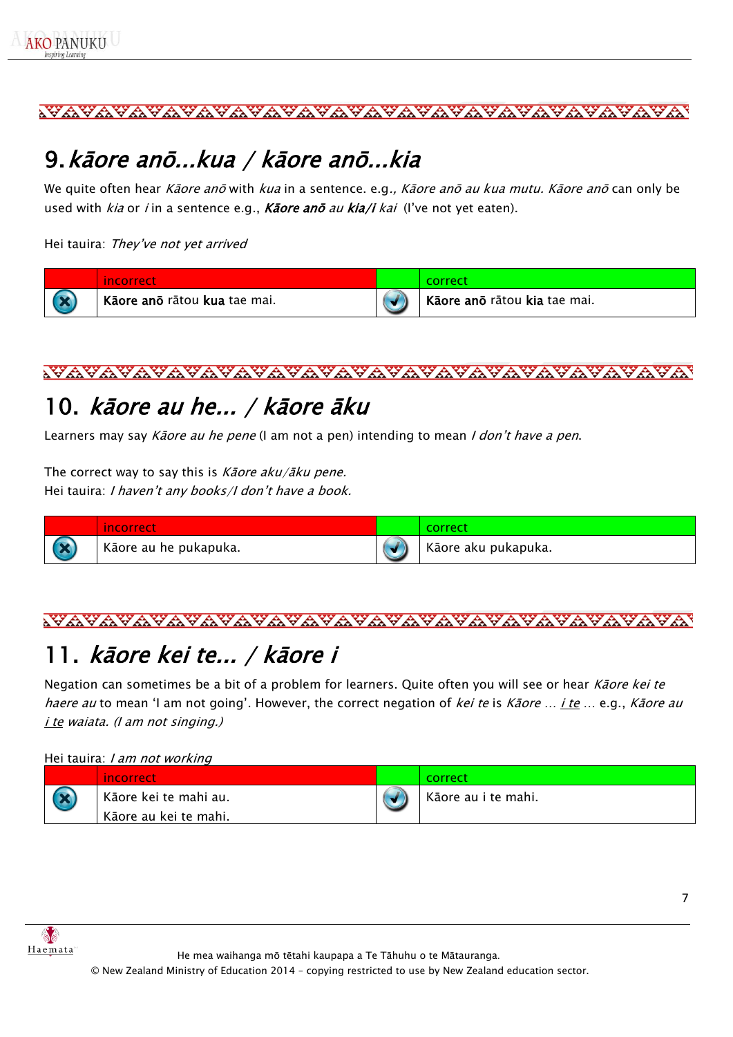## 9. *kāore anō…kua / kāore anō…kia*

We quite often hear *Kāore anō* with *kua* in a sentence. e.g., *Kāore anō au kua mutu. Kāore anō* can only be used with *kia* or *i* in a sentence e.g., ***Kāore anō*** *au* ***kia/i*** *kai* (I've not yet eaten).

Hei tauira: *They've not yet arrived*

| | incorrect | | correct |
|---|---|---|---|
| ✗ | **Kāore anō** rātou **kua** tae mai. | ✓ | **Kāore anō** rātou **kia** tae mai. |

## 10. *kāore au he… / kāore āku*

Learners may say *Kāore au he pene* (I am not a pen) intending to mean *I don't have a pen*.

The correct way to say this is *Kāore aku/āku pene.*
Hei tauira: *I haven't any books/I don't have a book.*

| | incorrect | | correct |
|---|---|---|---|
| ✗ | Kāore au he pukapuka. | ✓ | Kāore aku pukapuka. |

## 11. *kāore kei te… / kāore i*

Negation can sometimes be a bit of a problem for learners. Quite often you will see or hear *Kāore kei te haere au* to mean 'I am not going'. However, the correct negation of *kei te* is *Kāore … i te …* e.g., *Kāore au i te waiata. (I am not singing.)*

Hei tauira: *I am not working*

| | incorrect | | correct |
|---|---|---|---|
| ✗ | Kāore kei te mahi au.<br>Kāore au kei te mahi. | ✓ | Kāore au i te mahi. |

He mea waihanga mō tētahi kaupapa a Te Tāhuhu o te Mātauranga.
© New Zealand Ministry of Education 2014 – copying restricted to use by New Zealand education sector.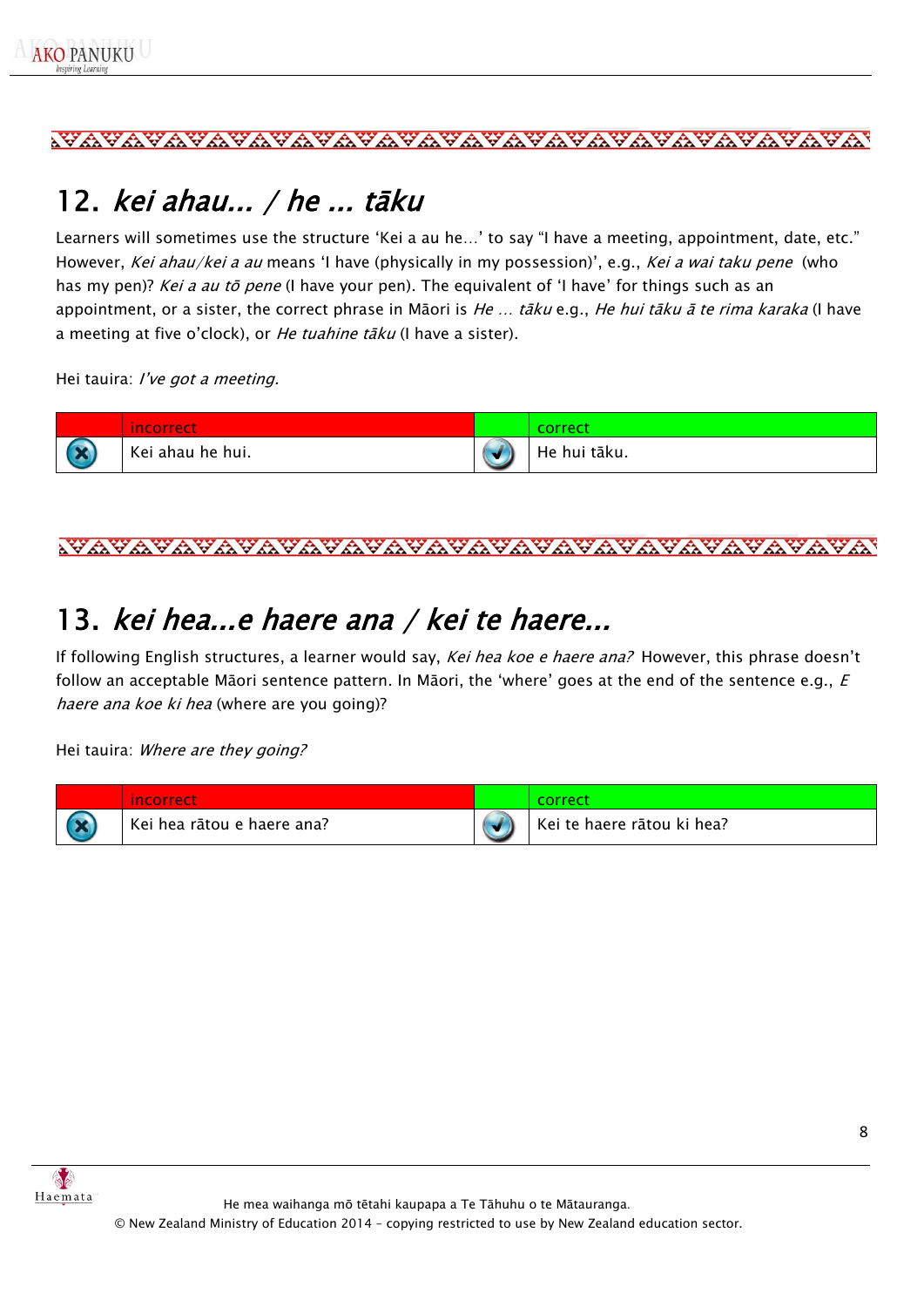## 12. *kei ahau... / he ... tāku*

Learners will sometimes use the structure 'Kei a au he…' to say "I have a meeting, appointment, date, etc." However, *Kei ahau/kei a au* means 'I have (physically in my possession)', e.g., *Kei a wai taku pene* (who has my pen)? *Kei a au tō pene* (I have your pen). The equivalent of 'I have' for things such as an appointment, or a sister, the correct phrase in Māori is *He … tāku* e.g., *He hui tāku ā te rima karaka* (I have a meeting at five o'clock), or *He tuahine tāku* (I have a sister).

Hei tauira: *I've got a meeting.*

| | incorrect | | correct |
|---|---|---|---|
| ✗ | Kei ahau he hui. | ✓ | He hui tāku. |

## 13. *kei hea...e haere ana / kei te haere...*

If following English structures, a learner would say, *Kei hea koe e haere ana?* However, this phrase doesn't follow an acceptable Māori sentence pattern. In Māori, the 'where' goes at the end of the sentence e.g., *E haere ana koe ki hea* (where are you going)?

Hei tauira: *Where are they going?*

| | incorrect | | correct |
|---|---|---|---|
| ✗ | Kei hea rātou e haere ana? | ✓ | Kei te haere rātou ki hea? |

He mea waihanga mō tētahi kaupapa a Te Tāhuhu o te Mātauranga.
© New Zealand Ministry of Education 2014 – copying restricted to use by New Zealand education sector.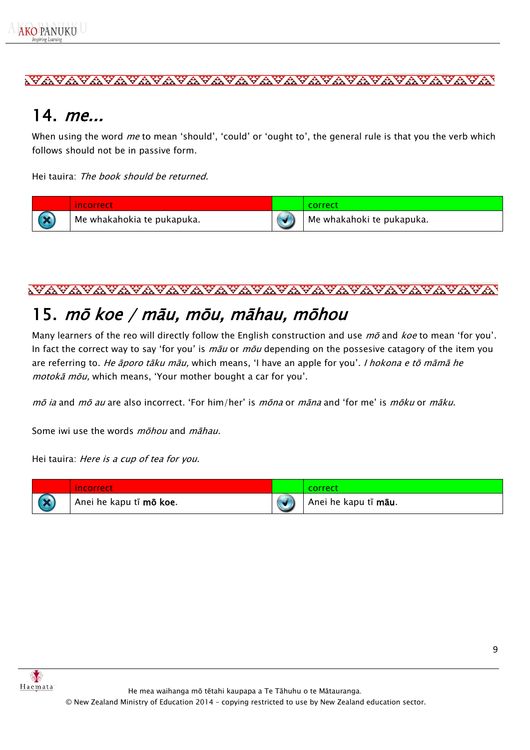## 14. *me...*

When using the word *me* to mean 'should', 'could' or 'ought to', the general rule is that you the verb which follows should not be in passive form.

Hei tauira: *The book should be returned.*

| | incorrect | | correct |
|---|---|---|---|
| ✗ | Me whakahokia te pukapuka. | ✓ | Me whakahoki te pukapuka. |

## 15. *mō koe / māu, mōu, māhau, mōhou*

Many learners of the reo will directly follow the English construction and use *mō* and *koe* to mean 'for you'. In fact the correct way to say 'for you' is *māu* or *mōu* depending on the possesive catagory of the item you are referring to. *He āporo tāku māu,* which means, 'I have an apple for you'. *I hokona e tō māmā he motokā mōu,* which means, 'Your mother bought a car for you'.

*mō ia* and *mō au* are also incorrect. 'For him/her' is *mōna* or *māna* and 'for me' is *mōku* or *māku.*

Some iwi use the words *mōhou* and *māhau.*

Hei tauira: *Here is a cup of tea for you.*

| | incorrect | | correct |
|---|---|---|---|
| ✗ | Anei he kapu tī **mō koe**. | ✓ | Anei he kapu tī **māu**. |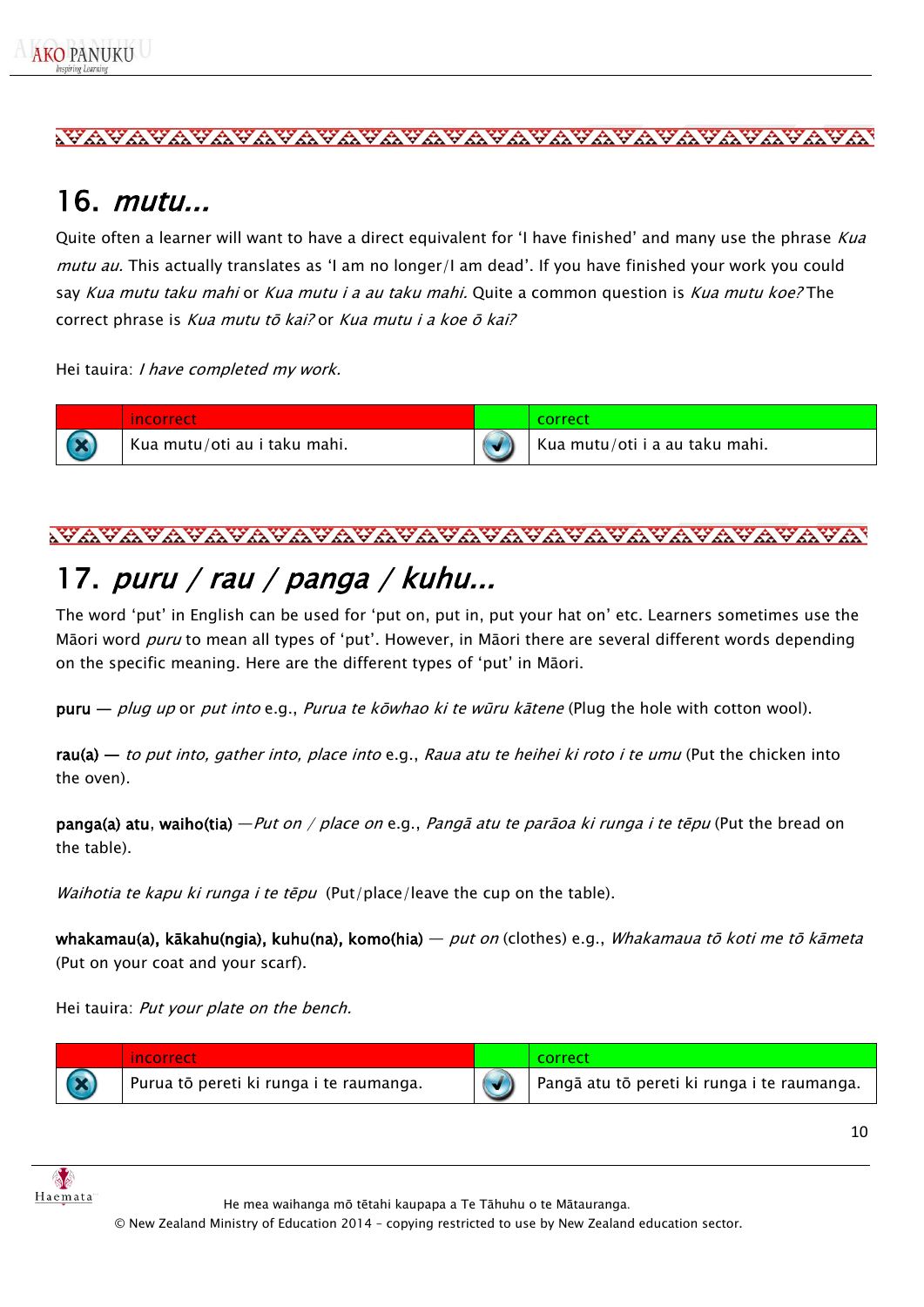## 16. *mutu...*

Quite often a learner will want to have a direct equivalent for 'I have finished' and many use the phrase *Kua mutu au.* This actually translates as 'I am no longer/I am dead'. If you have finished your work you could say *Kua mutu taku mahi* or *Kua mutu i a au taku mahi.* Quite a common question is *Kua mutu koe?* The correct phrase is *Kua mutu tō kai?* or *Kua mutu i a koe ō kai?*

Hei tauira: *I have completed my work.*

| | incorrect | | correct |
|---|---|---|---|
| ✗ | Kua mutu/oti au i taku mahi. | ✓ | Kua mutu/oti i a au taku mahi. |

## 17. *puru / rau / panga / kuhu...*

The word 'put' in English can be used for 'put on, put in, put your hat on' etc. Learners sometimes use the Māori word *puru* to mean all types of 'put'. However, in Māori there are several different words depending on the specific meaning. Here are the different types of 'put' in Māori.

**puru** — *plug up* or *put into* e.g., *Purua te kōwhao ki te wūru kātene* (Plug the hole with cotton wool).

**rau(a)** — *to put into, gather into, place into* e.g., *Raua atu te heihei ki roto i te umu* (Put the chicken into the oven).

**panga(a) atu**, **waiho(tia)** —*Put on / place on* e.g., *Pangā atu te parāoa ki runga i te tēpu* (Put the bread on the table).

*Waihotia te kapu ki runga i te tēpu* (Put/place/leave the cup on the table).

**whakamau(a), kākahu(ngia), kuhu(na), komo(hia)** — *put on* (clothes) e.g., *Whakamaua tō koti me tō kāmeta* (Put on your coat and your scarf).

Hei tauira: *Put your plate on the bench.*

| | incorrect | | correct |
|---|---|---|---|
| ✗ | Purua tō pereti ki runga i te raumanga. | ✓ | Pangā atu tō pereti ki runga i te raumanga. |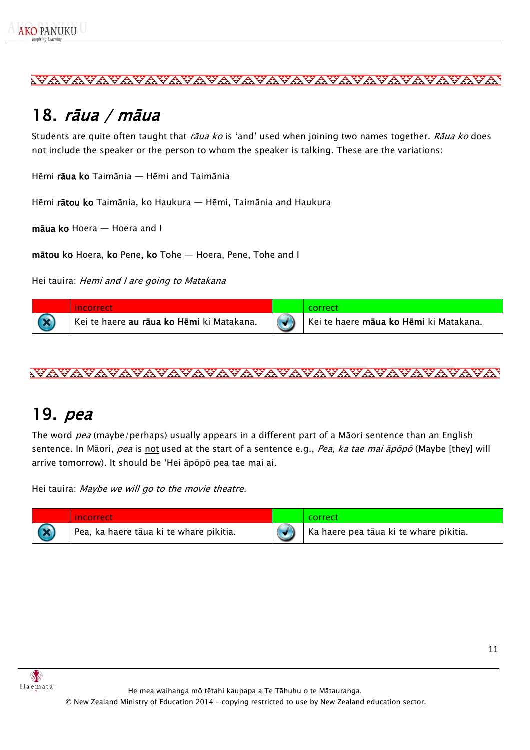## 18. *rāua / māua*

Students are quite often taught that *rāua ko* is 'and' used when joining two names together. *Rāua ko* does not include the speaker or the person to whom the speaker is talking. These are the variations:

Hēmi **rāua ko** Taimānia — Hēmi and Taimānia

Hēmi **rātou ko** Taimānia, ko Haukura — Hēmi, Taimānia and Haukura

**māua ko** Hoera — Hoera and I

**mātou ko** Hoera, **ko** Pene**, ko** Tohe — Hoera, Pene, Tohe and I

Hei tauira: *Hemi and I are going to Matakana*

| | incorrect | | correct |
|---|---|---|---|
| ✗ | Kei te haere **au rāua ko Hēmi** ki Matakana. | ✓ | Kei te haere **māua ko Hēmi** ki Matakana. |

## 19. *pea*

The word *pea* (maybe/perhaps) usually appears in a different part of a Māori sentence than an English sentence. In Māori, *pea* is not used at the start of a sentence e.g., *Pea, ka tae mai āpōpō* (Maybe [they] will arrive tomorrow). It should be 'Hei āpōpō pea tae mai ai.

Hei tauira: *Maybe we will go to the movie theatre.*

| | incorrect | | correct |
|---|---|---|---|
| ✗ | Pea, ka haere tāua ki te whare pikitia. | ✓ | Ka haere pea tāua ki te whare pikitia. |

He mea waihanga mō tētahi kaupapa a Te Tāhuhu o te Mātauranga.
© New Zealand Ministry of Education 2014 - copying restricted to use by New Zealand education sector.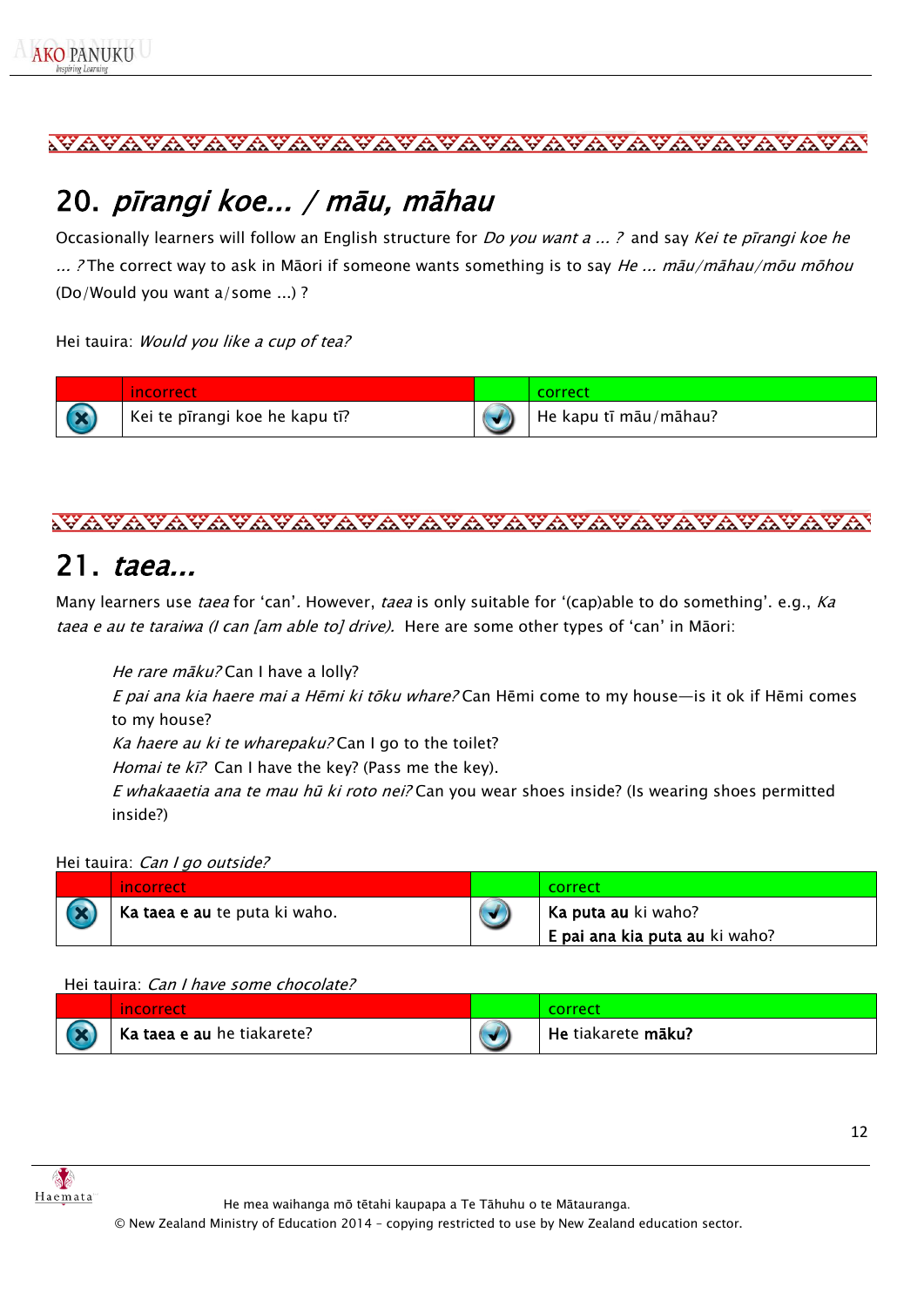## 20. *pīrangi koe... / māu, māhau*

Occasionally learners will follow an English structure for *Do you want a ... ?* and say *Kei te pīrangi koe he ... ?* The correct way to ask in Māori if someone wants something is to say *He ... māu/māhau/mōu mōhou* (Do/Would you want a/some ...) ?

Hei tauira: *Would you like a cup of tea?*

| | incorrect | | correct |
|---|---|---|---|
| ✗ | Kei te pīrangi koe he kapu tī? | ✓ | He kapu tī māu/māhau? |

## 21. *taea...*

Many learners use *taea* for 'can'. However, *taea* is only suitable for '(cap)able to do something'. e.g., *Ka taea e au te taraiwa (I can [am able to] drive).* Here are some other types of 'can' in Māori:

*He rare māku?* Can I have a lolly?
*E pai ana kia haere mai a Hēmi ki tōku whare?* Can Hēmi come to my house—is it ok if Hēmi comes to my house?
*Ka haere au ki te wharepaku?* Can I go to the toilet?
*Homai te kī?* Can I have the key? (Pass me the key).
*E whakaaetia ana te mau hū ki roto nei?* Can you wear shoes inside? (Is wearing shoes permitted inside?)

Hei tauira: *Can I go outside?*

| | incorrect | | correct |
|---|---|---|---|
| ✗ | **Ka taea e au** te puta ki waho. | ✓ | **Ka puta au** ki waho?<br>**E pai ana kia puta au** ki waho? |

Hei tauira: *Can I have some chocolate?*

| | incorrect | | correct |
|---|---|---|---|
| ✗ | **Ka taea e au** he tiakarete? | ✓ | **He** tiakarete **māku?** |

He mea waihanga mō tētahi kaupapa a Te Tāhuhu o te Mātauranga.
© New Zealand Ministry of Education 2014 – copying restricted to use by New Zealand education sector.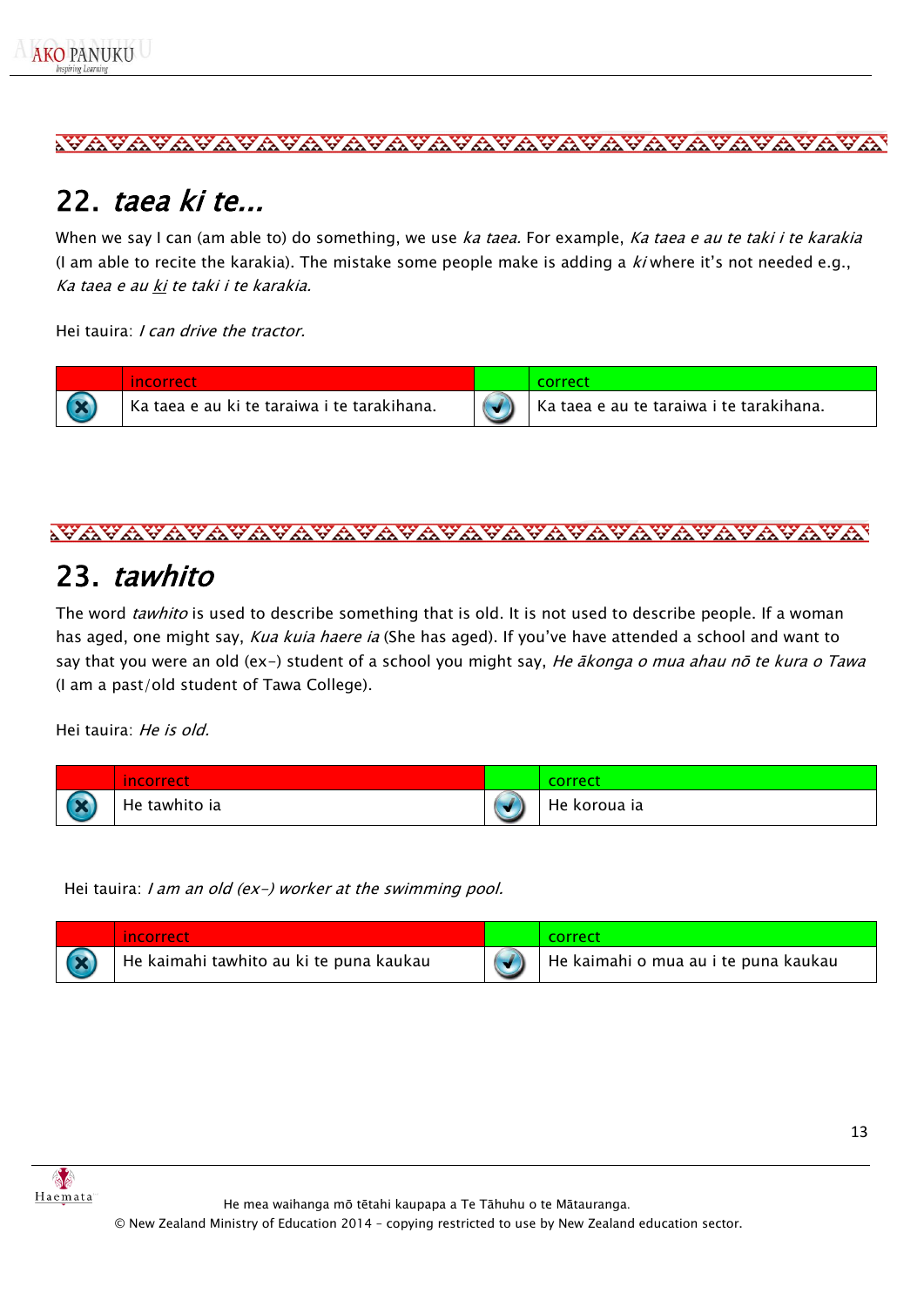## 22. *taea ki te...*

When we say I can (am able to) do something, we use *ka taea.* For example, *Ka taea e au te taki i te karakia* (I am able to recite the karakia). The mistake some people make is adding a *ki* where it's not needed e.g., *Ka taea e au ki te taki i te karakia.*

Hei tauira: *I can drive the tractor.*

| | incorrect | | correct |
|---|---|---|---|
| ✗ | Ka taea e au ki te taraiwa i te tarakihana. | ✓ | Ka taea e au te taraiwa i te tarakihana. |

## 23. *tawhito*

The word *tawhito* is used to describe something that is old. It is not used to describe people. If a woman has aged, one might say, *Kua kuia haere ia* (She has aged). If you've have attended a school and want to say that you were an old (ex-) student of a school you might say, *He ākonga o mua ahau nō te kura o Tawa* (I am a past/old student of Tawa College).

Hei tauira: *He is old.*

| | incorrect | | correct |
|---|---|---|---|
| ✗ | He tawhito ia | ✓ | He koroua ia |

Hei tauira: *I am an old (ex-) worker at the swimming pool.*

| | incorrect | | correct |
|---|---|---|---|
| ✗ | He kaimahi tawhito au ki te puna kaukau | ✓ | He kaimahi o mua au i te puna kaukau |

He mea waihanga mō tētahi kaupapa a Te Tāhuhu o te Mātauranga.
© New Zealand Ministry of Education 2014 – copying restricted to use by New Zealand education sector.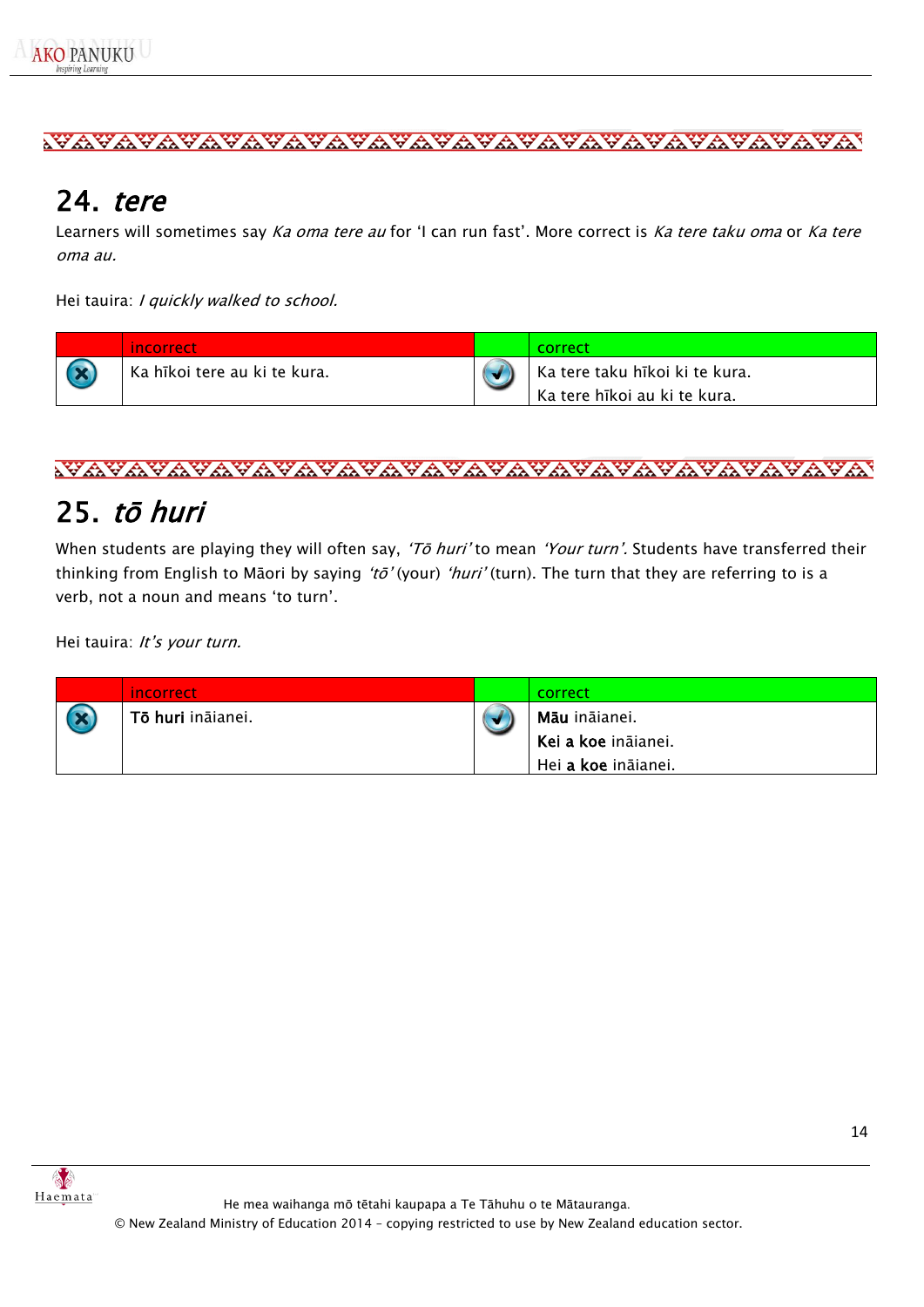## 24. *tere*

Learners will sometimes say *Ka oma tere au* for 'I can run fast'. More correct is *Ka tere taku oma* or *Ka tere oma au.*

Hei tauira: *I quickly walked to school.*

| | incorrect | | correct |
|---|---|---|---|
| ✗ | Ka hīkoi tere au ki te kura. | ✓ | Ka tere taku hīkoi ki te kura.<br>Ka tere hīkoi au ki te kura. |

## 25. *tō huri*

When students are playing they will often say, *'Tō huri'* to mean *'Your turn'.* Students have transferred their thinking from English to Māori by saying *'tō'* (your) *'huri'* (turn). The turn that they are referring to is a verb, not a noun and means 'to turn'.

Hei tauira: *It's your turn.*

| | incorrect | | correct |
|---|---|---|---|
| ✗ | **Tō huri** ināianei. | ✓ | **Māu** ināianei.<br>**Kei a koe** ināianei.<br>Hei **a koe** ināianei. |

He mea waihanga mō tētahi kaupapa a Te Tāhuhu o te Mātauranga.
© New Zealand Ministry of Education 2014 – copying restricted to use by New Zealand education sector.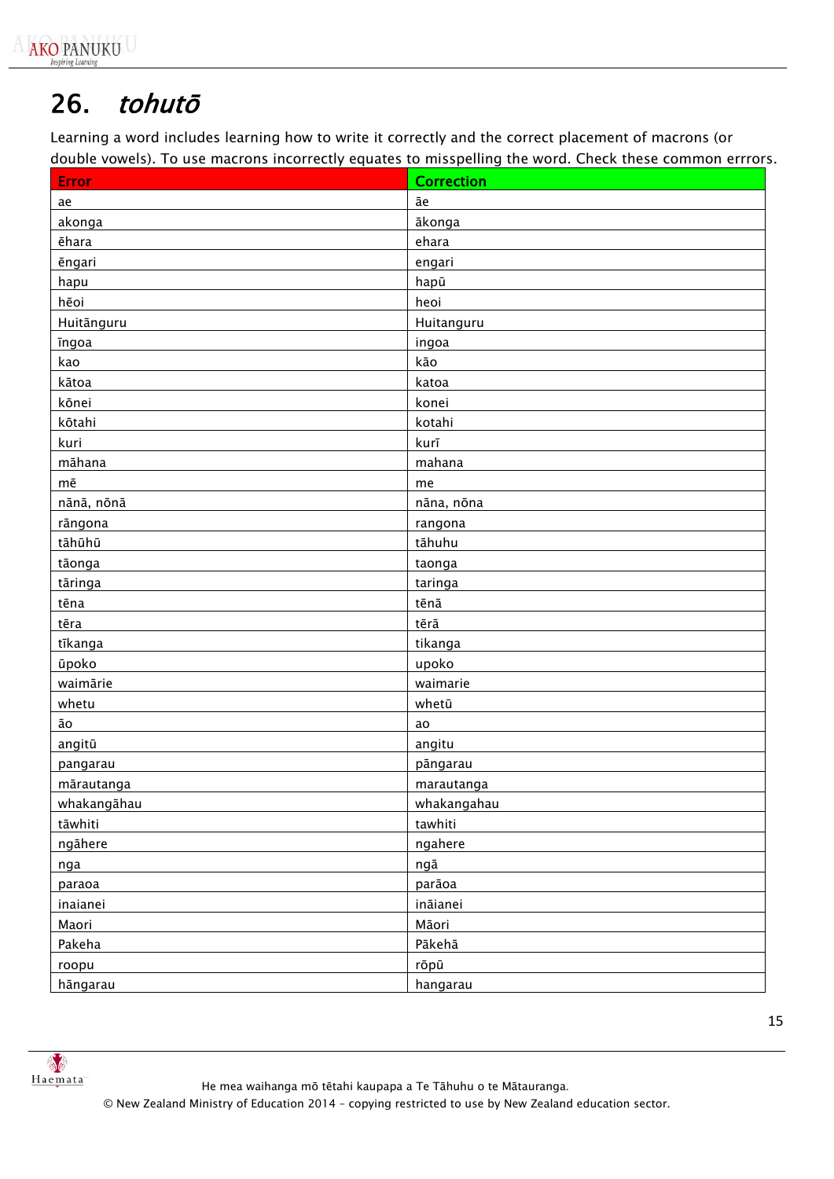# 26. *tohutō*

Learning a word includes learning how to write it correctly and the correct placement of macrons (or double vowels). To use macrons incorrectly equates to misspelling the word. Check these common errrors.

| Error | Correction |
|---|---|
| ae | āe |
| akonga | ākonga |
| ēhara | ehara |
| ēngari | engari |
| hapu | hapū |
| hēoi | heoi |
| Huitānguru | Huitanguru |
| īngoa | ingoa |
| kao | kāo |
| kātoa | katoa |
| kōnei | konei |
| kōtahi | kotahi |
| kuri | kurī |
| māhana | mahana |
| mē | me |
| nānā, nōnā | nāna, nōna |
| rāngona | rangona |
| tāhūhū | tāhuhu |
| tāonga | taonga |
| tāringa | taringa |
| tēna | tēnā |
| tēra | tērā |
| tīkanga | tikanga |
| ūpoko | upoko |
| waimārie | waimarie |
| whetu | whetū |
| āo | ao |
| angitū | angitu |
| pangarau | pāngarau |
| mārautanga | marautanga |
| whakangāhau | whakangahau |
| tāwhiti | tawhiti |
| ngāhere | ngahere |
| nga | ngā |
| paraoa | parāoa |
| inaianei | ināianei |
| Maori | Māori |
| Pakeha | Pākehā |
| roopu | rōpū |
| hāngarau | hangarau |

He mea waihanga mō tētahi kaupapa a Te Tāhuhu o te Mātauranga.
© New Zealand Ministry of Education 2014 – copying restricted to use by New Zealand education sector.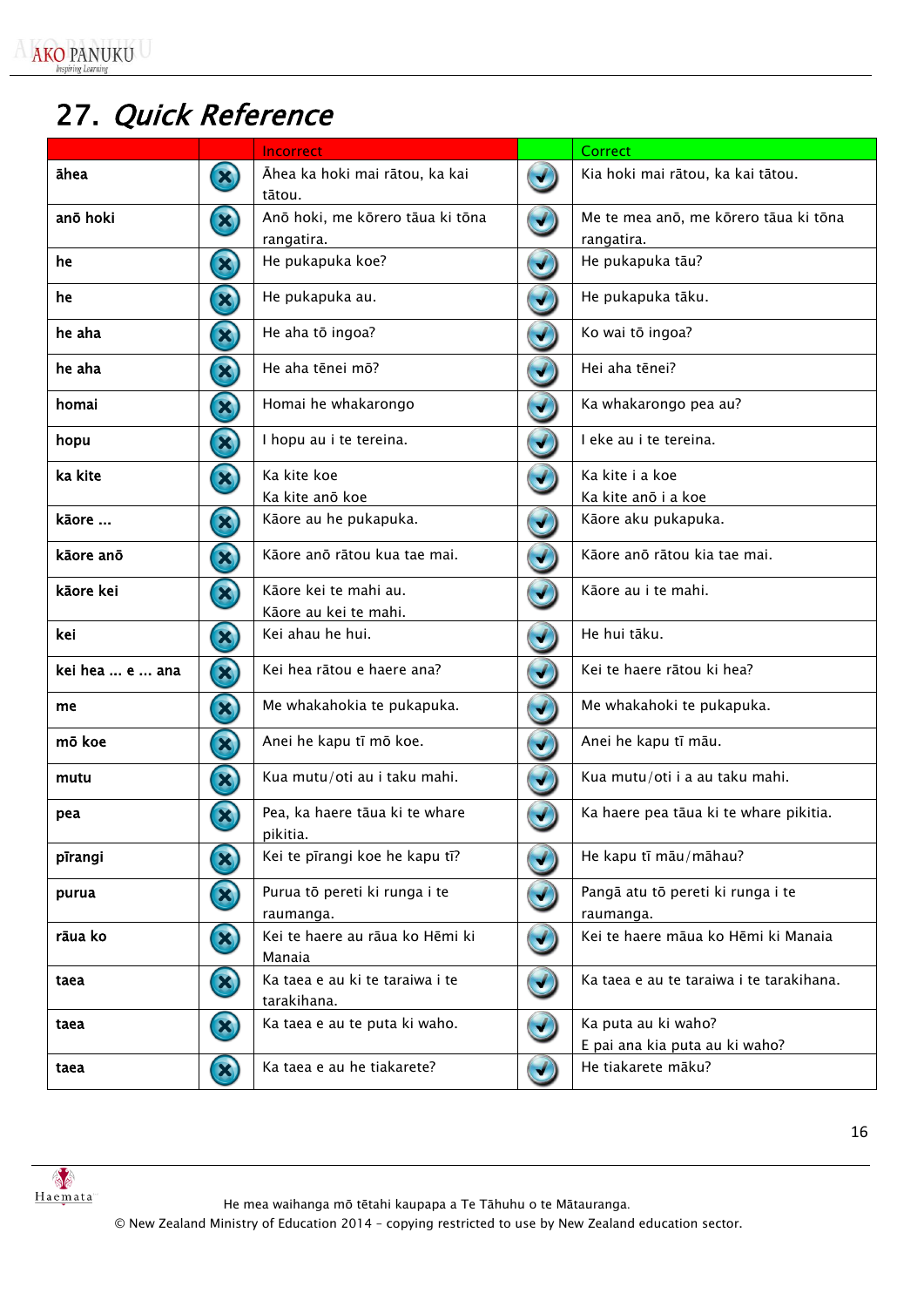# 27. *Quick Reference*

| | | Incorrect | | Correct |
|---|---|---|---|---|
| **āhea** | ✗ | Āhea ka hoki mai rātou, ka kai tātou. | ✓ | Kia hoki mai rātou, ka kai tātou. |
| **anō hoki** | ✗ | Anō hoki, me kōrero tāua ki tōna rangatira. | ✓ | Me te mea anō, me kōrero tāua ki tōna rangatira. |
| **he** | ✗ | He pukapuka koe? | ✓ | He pukapuka tāu? |
| **he** | ✗ | He pukapuka au. | ✓ | He pukapuka tāku. |
| **he aha** | ✗ | He aha tō ingoa? | ✓ | Ko wai tō ingoa? |
| **he aha** | ✗ | He aha tēnei mō? | ✓ | Hei aha tēnei? |
| **homai** | ✗ | Homai he whakarongo | ✓ | Ka whakarongo pea au? |
| **hopu** | ✗ | I hopu au i te tereina. | ✓ | I eke au i te tereina. |
| **ka kite** | ✗ | Ka kite koe<br>Ka kite anō koe | ✓ | Ka kite i a koe<br>Ka kite anō i a koe |
| **kāore ...** | ✗ | Kāore au he pukapuka. | ✓ | Kāore aku pukapuka. |
| **kāore anō** | ✗ | Kāore anō rātou kua tae mai. | ✓ | Kāore anō rātou kia tae mai. |
| **kāore kei** | ✗ | Kāore kei te mahi au.<br>Kāore au kei te mahi. | ✓ | Kāore au i te mahi. |
| **kei** | ✗ | Kei ahau he hui. | ✓ | He hui tāku. |
| **kei hea ... e ... ana** | ✗ | Kei hea rātou e haere ana? | ✓ | Kei te haere rātou ki hea? |
| **me** | ✗ | Me whakahokia te pukapuka. | ✓ | Me whakahoki te pukapuka. |
| **mō koe** | ✗ | Anei he kapu tī mō koe. | ✓ | Anei he kapu tī māu. |
| **mutu** | ✗ | Kua mutu/oti au i taku mahi. | ✓ | Kua mutu/oti i a au taku mahi. |
| **pea** | ✗ | Pea, ka haere tāua ki te whare pikitia. | ✓ | Ka haere pea tāua ki te whare pikitia. |
| **pīrangi** | ✗ | Kei te pīrangi koe he kapu tī? | ✓ | He kapu tī māu/māhau? |
| **purua** | ✗ | Purua tō pereti ki runga i te raumanga. | ✓ | Pangā atu tō pereti ki runga i te raumanga. |
| **rāua ko** | ✗ | Kei te haere au rāua ko Hēmi ki Manaia | ✓ | Kei te haere māua ko Hēmi ki Manaia |
| **taea** | ✗ | Ka taea e au ki te taraiwa i te tarakihana. | ✓ | Ka taea e au te taraiwa i te tarakihana. |
| **taea** | ✗ | Ka taea e au te puta ki waho. | ✓ | Ka puta au ki waho?<br>E pai ana kia puta au ki waho? |
| **taea** | ✗ | Ka taea e au he tiakarete? | ✓ | He tiakarete māku? |

He mea waihanga mō tētahi kaupapa a Te Tāhuhu o te Mātauranga.
© New Zealand Ministry of Education 2014 – copying restricted to use by New Zealand education sector.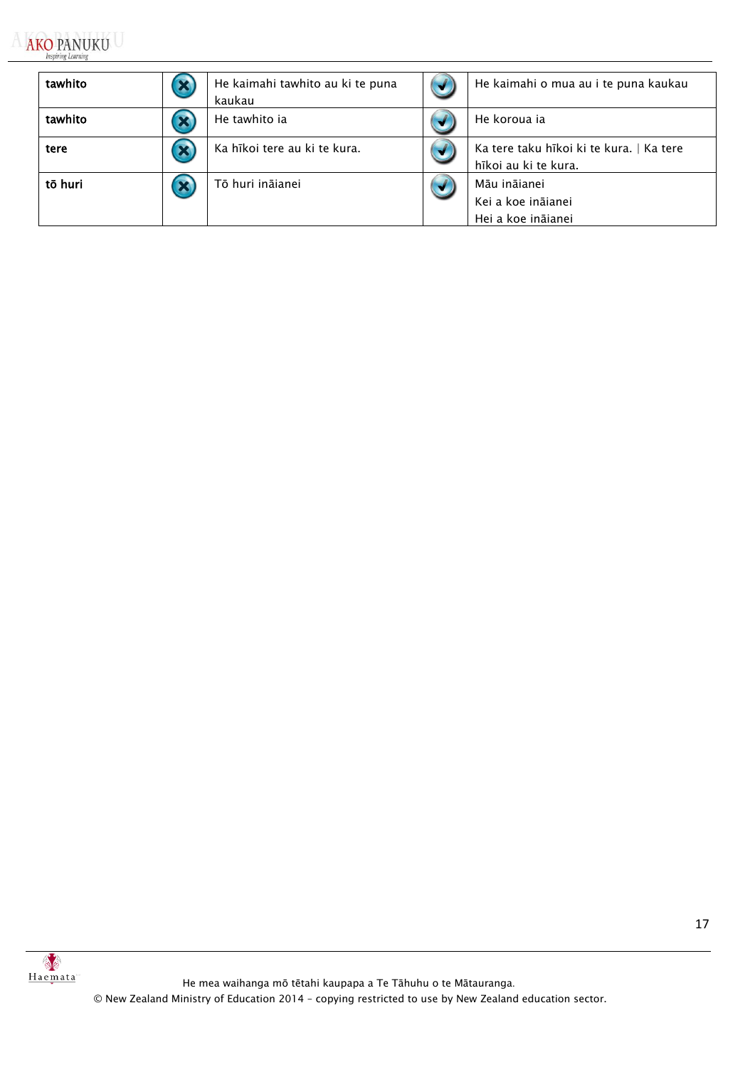| | | | | |
|---|---|---|---|---|
| **tawhito** | ✗ | He kaimahi tawhito au ki te puna kaukau | ✓ | He kaimahi o mua au i te puna kaukau |
| **tawhito** | ✗ | He tawhito ia | ✓ | He koroua ia |
| **tere** | ✗ | Ka hīkoi tere au ki te kura. | ✓ | Ka tere taku hīkoi ki te kura. \| Ka tere hīkoi au ki te kura. |
| **tō huri** | ✗ | Tō huri ināianei | ✓ | Māu ināianei<br>Kei a koe ināianei<br>Hei a koe ināianei |